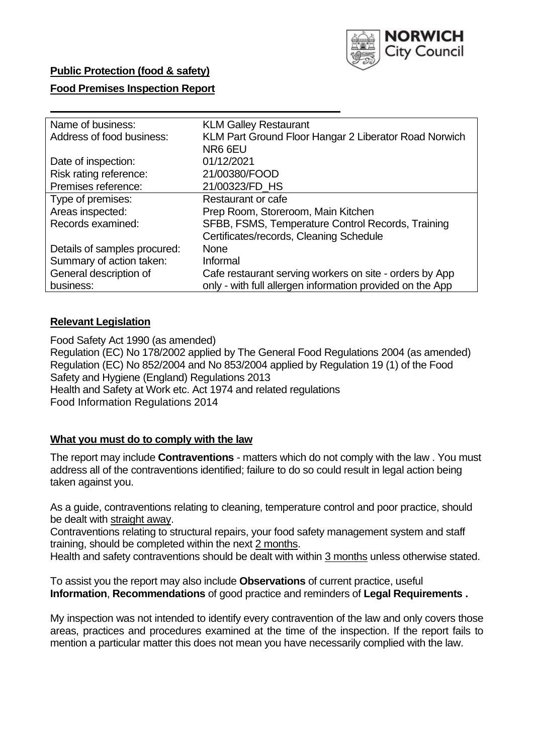**Public Protection (food & safety)**

**Food Premises Inspection Report**

| Name of business: | KLM Galley Restaurant |
|---|---|
| Address of food business: | KLM Part Ground Floor Hangar 2 Liberator Road Norwich NR6 6EU |
| Date of inspection: | 01/12/2021 |
| Risk rating reference: | 21/00380/FOOD |
| Premises reference: | 21/00323/FD_HS |
| Type of premises: | Restaurant or cafe |
| Areas inspected: | Prep Room, Storeroom, Main Kitchen |
| Records examined: | SFBB, FSMS, Temperature Control Records, Training Certificates/records, Cleaning Schedule |
| Details of samples procured: | None |
| Summary of action taken: | Informal |
| General description of business: | Cafe restaurant serving workers on site - orders by App only - with full allergen information provided on the App |

## **Relevant Legislation**

Food Safety Act 1990 (as amended)
Regulation (EC) No 178/2002 applied by The General Food Regulations 2004 (as amended)
Regulation (EC) No 852/2004 and No 853/2004 applied by Regulation 19 (1) of the Food Safety and Hygiene (England) Regulations 2013
Health and Safety at Work etc. Act 1974 and related regulations
Food Information Regulations 2014

## **What you must do to comply with the law**

The report may include **Contraventions** - matters which do not comply with the law . You must address all of the contraventions identified; failure to do so could result in legal action being taken against you.

As a guide, contraventions relating to cleaning, temperature control and poor practice, should be dealt with straight away.
Contraventions relating to structural repairs, your food safety management system and staff training, should be completed within the next 2 months.
Health and safety contraventions should be dealt with within 3 months unless otherwise stated.

To assist you the report may also include **Observations** of current practice, useful **Information**, **Recommendations** of good practice and reminders of **Legal Requirements .**

My inspection was not intended to identify every contravention of the law and only covers those areas, practices and procedures examined at the time of the inspection. If the report fails to mention a particular matter this does not mean you have necessarily complied with the law.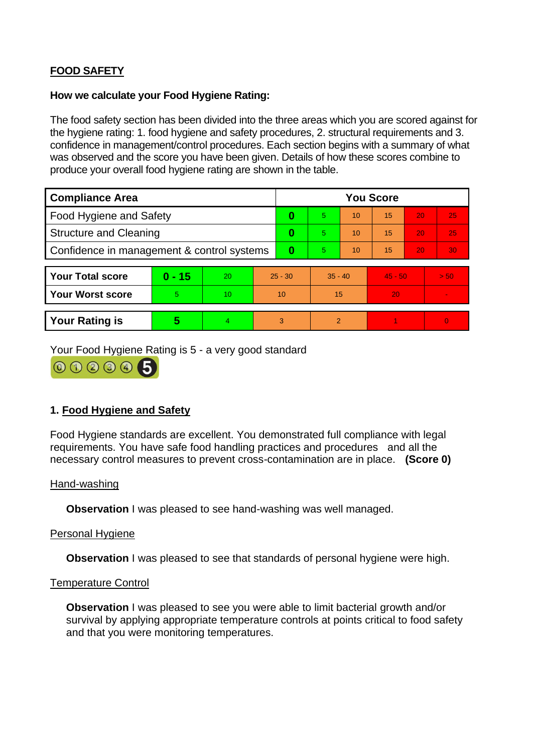## FOOD SAFETY

**How we calculate your Food Hygiene Rating:**

The food safety section has been divided into the three areas which you are scored against for the hygiene rating: 1. food hygiene and safety procedures, 2. structural requirements and 3. confidence in management/control procedures. Each section begins with a summary of what was observed and the score you have been given. Details of how these scores combine to produce your overall food hygiene rating are shown in the table.

| Compliance Area | You Score | | | | | |
|---|---|---|---|---|---|---|
| Food Hygiene and Safety | **0** | 5 | 10 | 15 | 20 | 25 |
| Structure and Cleaning | **0** | 5 | 10 | 15 | 20 | 25 |
| Confidence in management & control systems | **0** | 5 | 10 | 15 | 20 | 30 |

| | | | | | | |
|---|---|---|---|---|---|---|
| **Your Total score** | **0 - 15** | 20 | 25 - 30 | 35 - 40 | 45 - 50 | > 50 |
| **Your Worst score** | 5 | 10 | 10 | 15 | 20 | - |
| **Your Rating is** | **5** | 4 | 3 | 2 | 1 | 0 |

Your Food Hygiene Rating is 5 - a very good standard

### 1. Food Hygiene and Safety

Food Hygiene standards are excellent. You demonstrated full compliance with legal requirements. You have safe food handling practices and procedures and all the necessary control measures to prevent cross-contamination are in place. **(Score 0)**

Hand-washing

**Observation** I was pleased to see hand-washing was well managed.

Personal Hygiene

**Observation** I was pleased to see that standards of personal hygiene were high.

Temperature Control

**Observation** I was pleased to see you were able to limit bacterial growth and/or survival by applying appropriate temperature controls at points critical to food safety and that you were monitoring temperatures.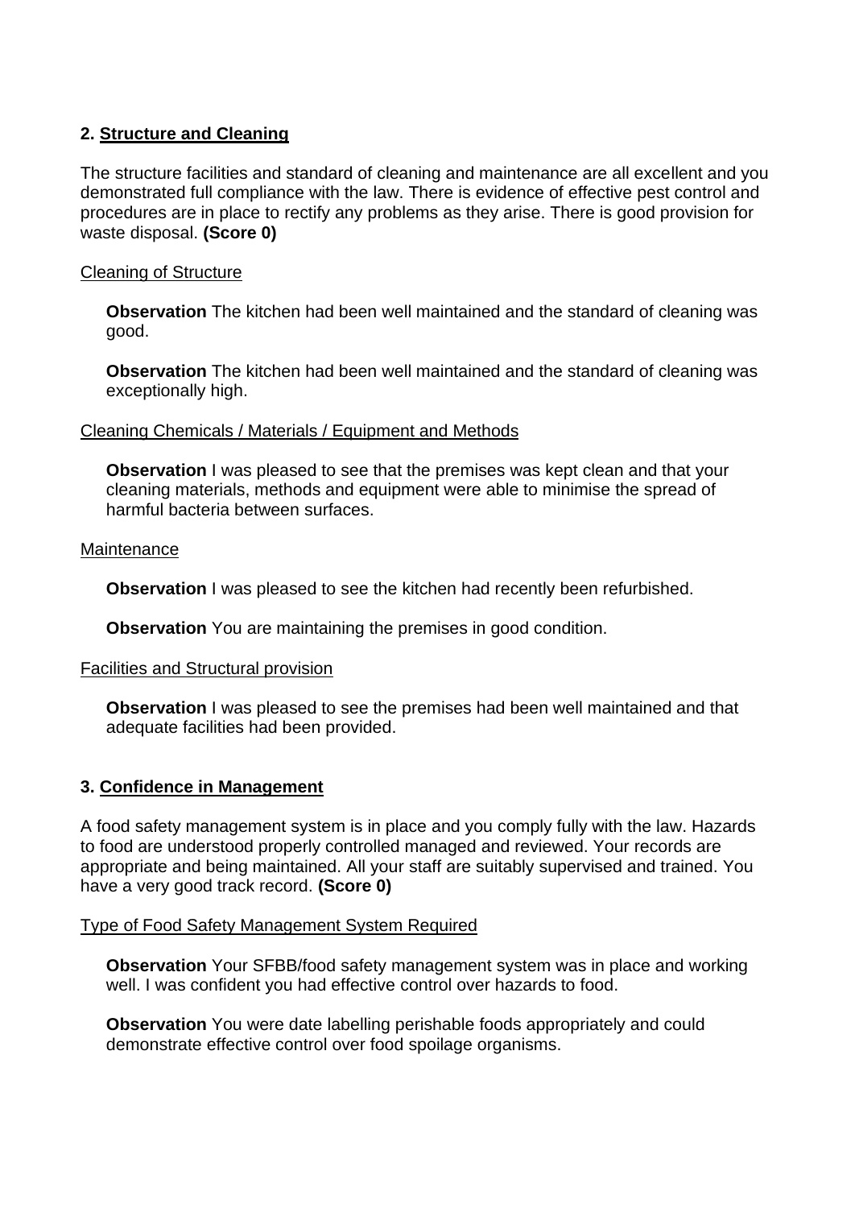## 2. Structure and Cleaning

The structure facilities and standard of cleaning and maintenance are all excellent and you demonstrated full compliance with the law. There is evidence of effective pest control and procedures are in place to rectify any problems as they arise. There is good provision for waste disposal. **(Score 0)**

### Cleaning of Structure

**Observation** The kitchen had been well maintained and the standard of cleaning was good.

**Observation** The kitchen had been well maintained and the standard of cleaning was exceptionally high.

### Cleaning Chemicals / Materials / Equipment and Methods

**Observation** I was pleased to see that the premises was kept clean and that your cleaning materials, methods and equipment were able to minimise the spread of harmful bacteria between surfaces.

### Maintenance

**Observation** I was pleased to see the kitchen had recently been refurbished.

**Observation** You are maintaining the premises in good condition.

### Facilities and Structural provision

**Observation** I was pleased to see the premises had been well maintained and that adequate facilities had been provided.

## 3. Confidence in Management

A food safety management system is in place and you comply fully with the law. Hazards to food are understood properly controlled managed and reviewed. Your records are appropriate and being maintained. All your staff are suitably supervised and trained. You have a very good track record. **(Score 0)**

### Type of Food Safety Management System Required

**Observation** Your SFBB/food safety management system was in place and working well. I was confident you had effective control over hazards to food.

**Observation** You were date labelling perishable foods appropriately and could demonstrate effective control over food spoilage organisms.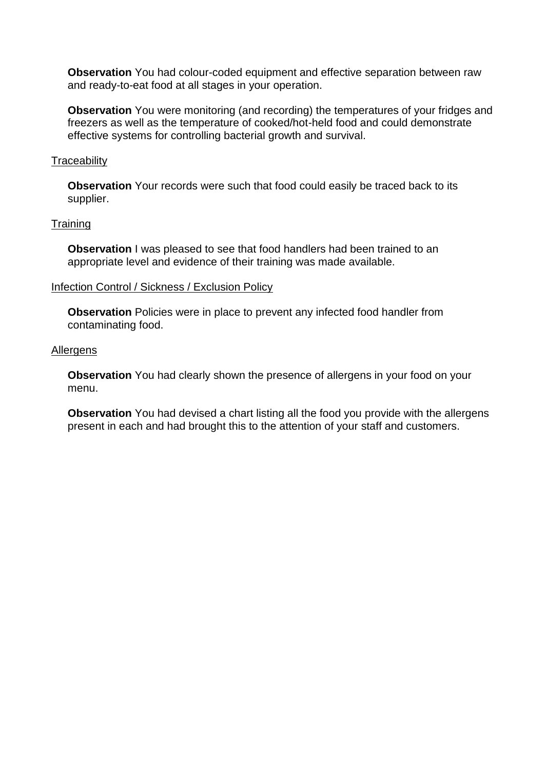**Observation** You had colour-coded equipment and effective separation between raw and ready-to-eat food at all stages in your operation.

**Observation** You were monitoring (and recording) the temperatures of your fridges and freezers as well as the temperature of cooked/hot-held food and could demonstrate effective systems for controlling bacterial growth and survival.

<u>Traceability</u>

**Observation** Your records were such that food could easily be traced back to its supplier.

<u>Training</u>

**Observation** I was pleased to see that food handlers had been trained to an appropriate level and evidence of their training was made available.

<u>Infection Control / Sickness / Exclusion Policy</u>

**Observation** Policies were in place to prevent any infected food handler from contaminating food.

<u>Allergens</u>

**Observation** You had clearly shown the presence of allergens in your food on your menu.

**Observation** You had devised a chart listing all the food you provide with the allergens present in each and had brought this to the attention of your staff and customers.